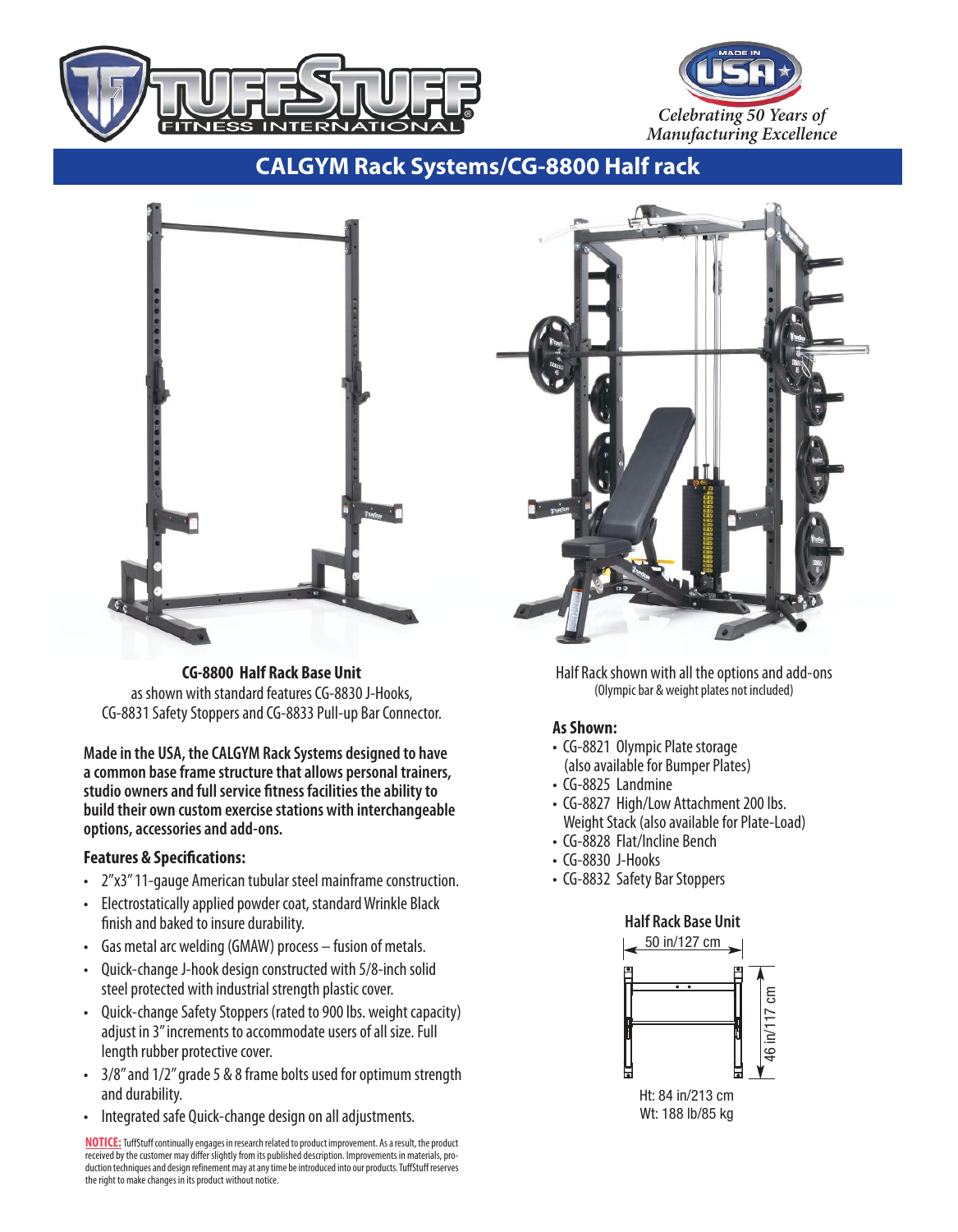Celebrating 50 Years of Manufacturing Excellence

# CALGYM Rack Systems/CG-8800 Half rack

**CG-8800 Half Rack Base Unit**
as shown with standard features CG-8830 J-Hooks, CG-8831 Safety Stoppers and CG-8833 Pull-up Bar Connector.

Half Rack shown with all the options and add-ons
(Olympic bar & weight plates not included)

**Made in the USA, the CALGYM Rack Systems designed to have a common base frame structure that allows personal trainers, studio owners and full service fitness facilities the ability to build their own custom exercise stations with interchangeable options, accessories and add-ons.**

### Features & Specifications:

- 2"x3" 11-gauge American tubular steel mainframe construction.
- Electrostatically applied powder coat, standard Wrinkle Black finish and baked to insure durability.
- Gas metal arc welding (GMAW) process – fusion of metals.
- Quick-change J-hook design constructed with 5/8-inch solid steel protected with industrial strength plastic cover.
- Quick-change Safety Stoppers (rated to 900 lbs. weight capacity) adjust in 3" increments to accommodate users of all size. Full length rubber protective cover.
- 3/8" and 1/2" grade 5 & 8 frame bolts used for optimum strength and durability.
- Integrated safe Quick-change design on all adjustments.

### As Shown:

- CG-8821 Olympic Plate storage (also available for Bumper Plates)
- CG-8825 Landmine
- CG-8827 High/Low Attachment 200 lbs. Weight Stack (also available for Plate-Load)
- CG-8828 Flat/Incline Bench
- CG-8830 J-Hooks
- CG-8832 Safety Bar Stoppers

**Half Rack Base Unit**

50 in/127 cm

46 in/117 cm

Ht: 84 in/213 cm
Wt: 188 lb/85 kg

**NOTICE:** TuffStuff continually engages in research related to product improvement. As a result, the product received by the customer may differ slightly from its published description. Improvements in materials, production techniques and design refinement may at any time be introduced into our products. TuffStuff reserves the right to make changes in its product without notice.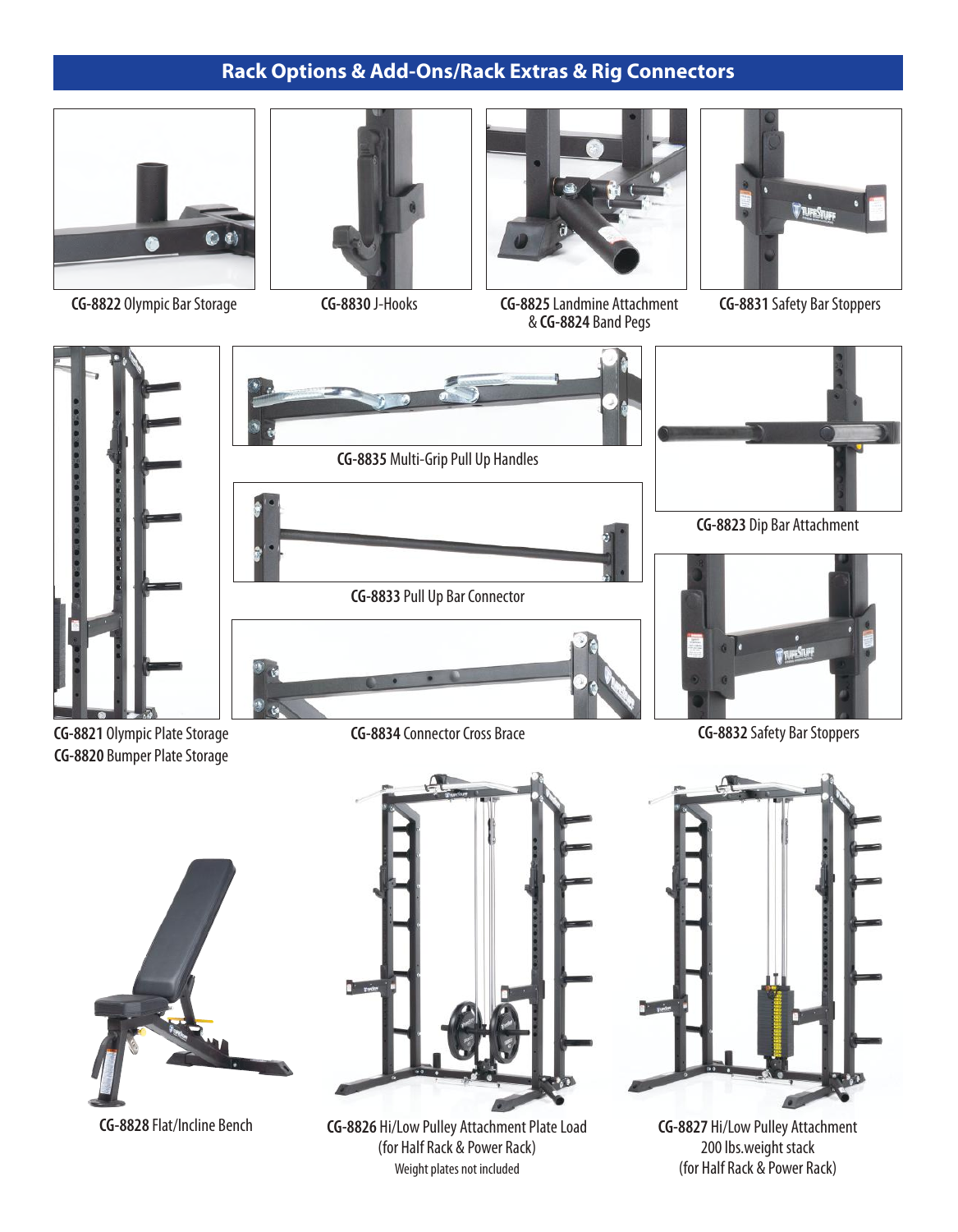## Rack Options & Add-Ons/Rack Extras & Rig Connectors

**CG-8822** Olympic Bar Storage

**CG-8830** J-Hooks

**CG-8825** Landmine Attachment & **CG-8824** Band Pegs

**CG-8831** Safety Bar Stoppers

**CG-8835** Multi-Grip Pull Up Handles

**CG-8823** Dip Bar Attachment

**CG-8833** Pull Up Bar Connector

**CG-8821** Olympic Plate Storage
**CG-8820** Bumper Plate Storage

**CG-8834** Connector Cross Brace

**CG-8832** Safety Bar Stoppers

**CG-8828** Flat/Incline Bench

**CG-8826** Hi/Low Pulley Attachment Plate Load
(for Half Rack & Power Rack)
Weight plates not included

**CG-8827** Hi/Low Pulley Attachment
200 lbs.weight stack
(for Half Rack & Power Rack)